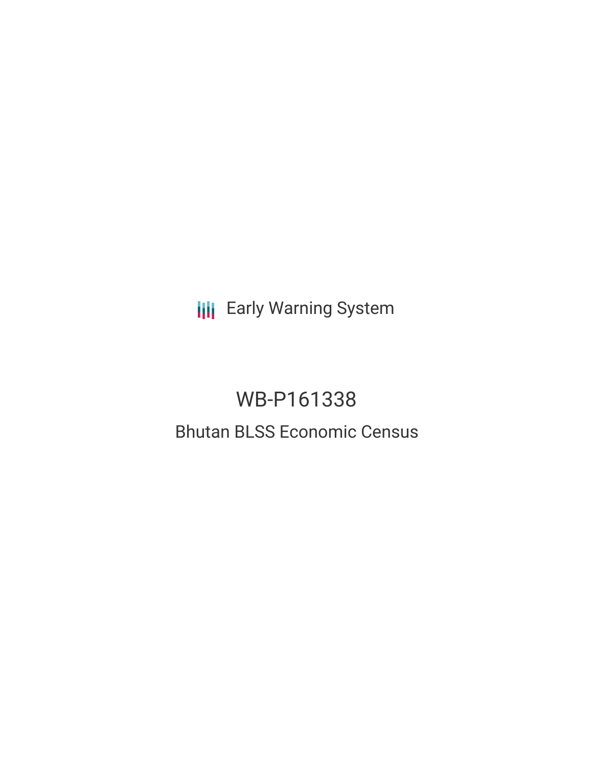Early Warning System

# WB-P161338

## Bhutan BLSS Economic Census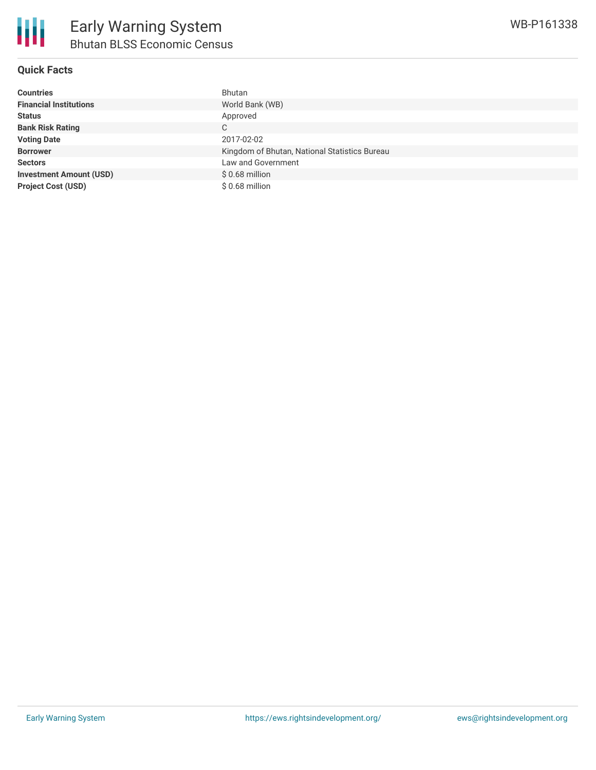# Early Warning System

## Bhutan BLSS Economic Census

WB-P161338

### Quick Facts

| | |
|---|---|
| **Countries** | Bhutan |
| **Financial Institutions** | World Bank (WB) |
| **Status** | Approved |
| **Bank Risk Rating** | C |
| **Voting Date** | 2017-02-02 |
| **Borrower** | Kingdom of Bhutan, National Statistics Bureau |
| **Sectors** | Law and Government |
| **Investment Amount (USD)** | $ 0.68 million |
| **Project Cost (USD)** | $ 0.68 million |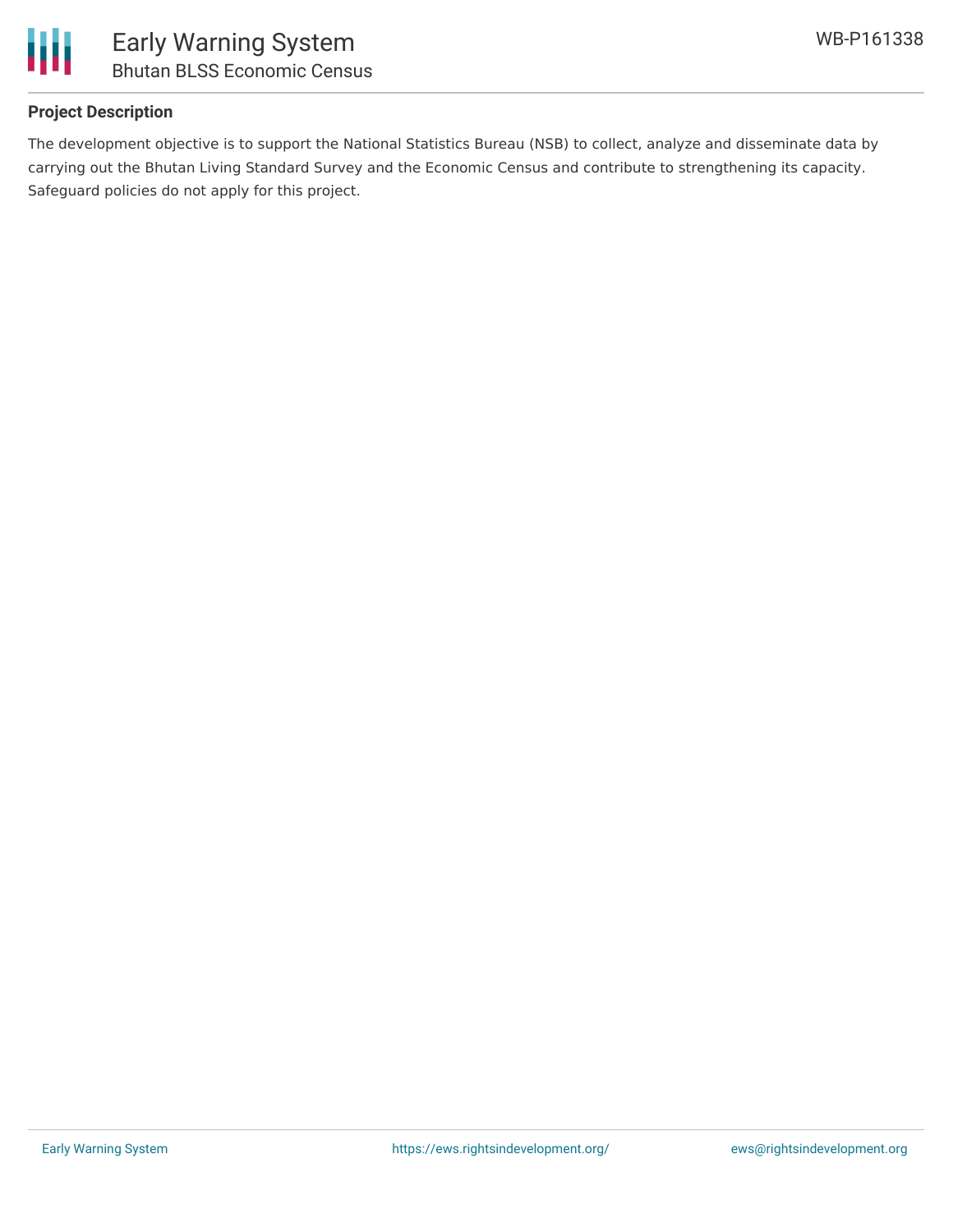## Project Description

The development objective is to support the National Statistics Bureau (NSB) to collect, analyze and disseminate data by carrying out the Bhutan Living Standard Survey and the Economic Census and contribute to strengthening its capacity. Safeguard policies do not apply for this project.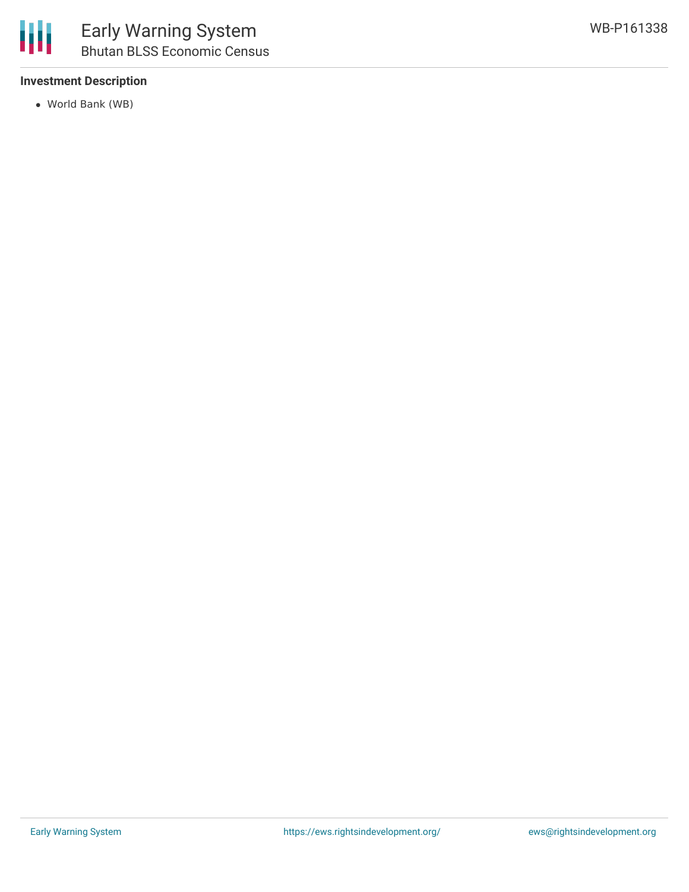### Investment Description

- World Bank (WB)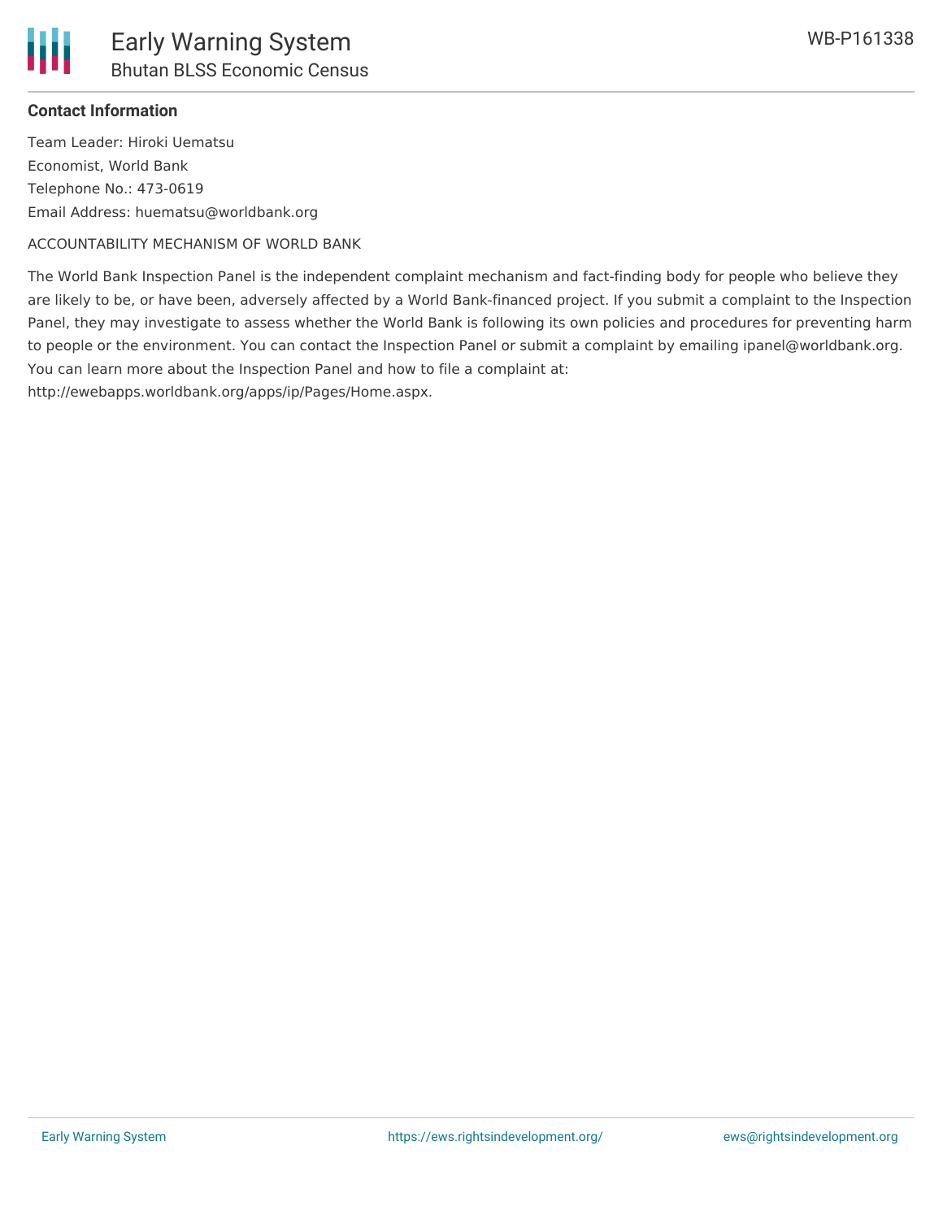**Contact Information**

Team Leader: Hiroki Uematsu
Economist, World Bank
Telephone No.: 473-0619
Email Address: huematsu@worldbank.org

ACCOUNTABILITY MECHANISM OF WORLD BANK

The World Bank Inspection Panel is the independent complaint mechanism and fact-finding body for people who believe they are likely to be, or have been, adversely affected by a World Bank-financed project. If you submit a complaint to the Inspection Panel, they may investigate to assess whether the World Bank is following its own policies and procedures for preventing harm to people or the environment. You can contact the Inspection Panel or submit a complaint by emailing ipanel@worldbank.org. You can learn more about the Inspection Panel and how to file a complaint at: http://ewebapps.worldbank.org/apps/ip/Pages/Home.aspx.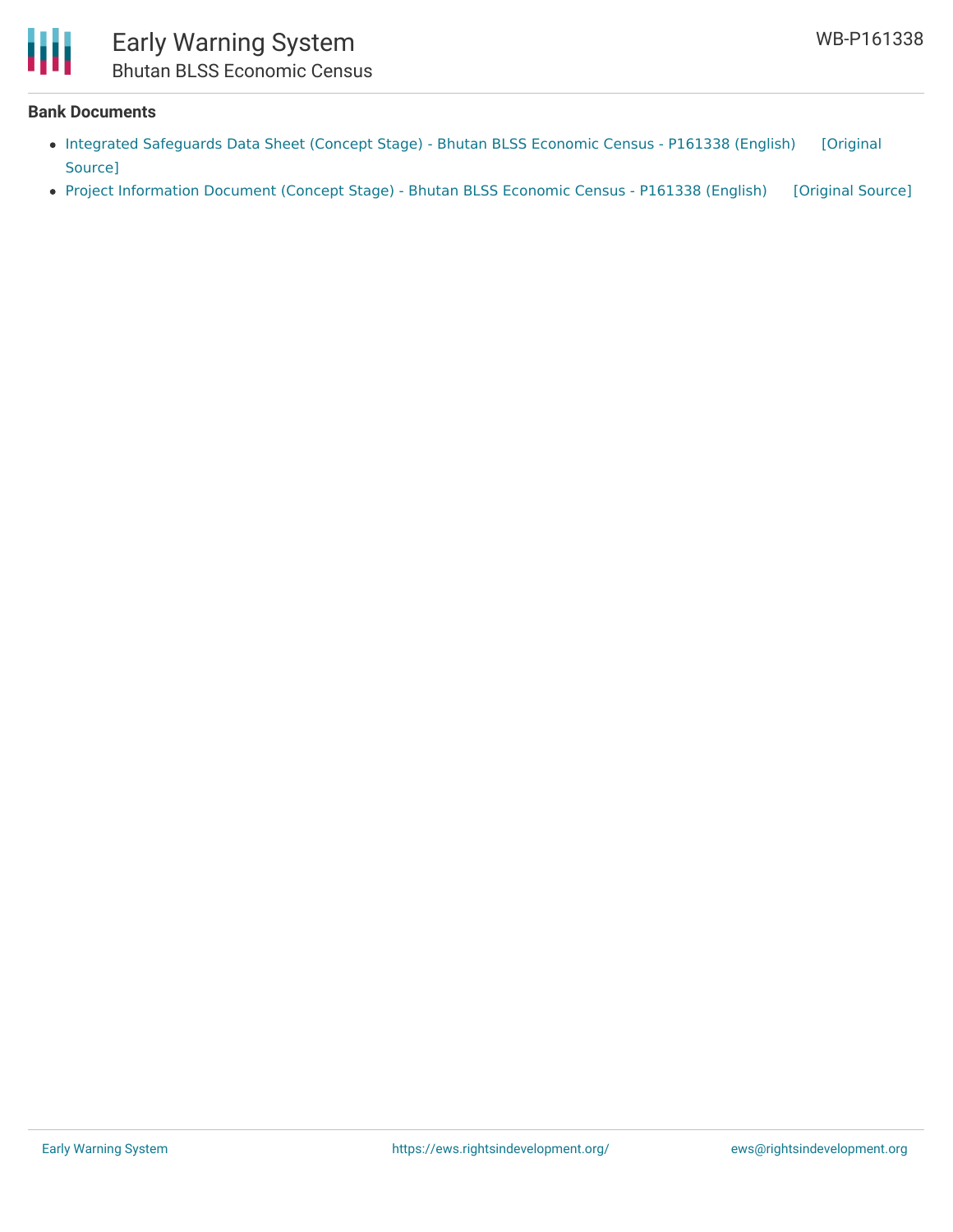**Bank Documents**

- Integrated Safeguards Data Sheet (Concept Stage) - Bhutan BLSS Economic Census - P161338 (English) [Original Source]
- Project Information Document (Concept Stage) - Bhutan BLSS Economic Census - P161338 (English) [Original Source]